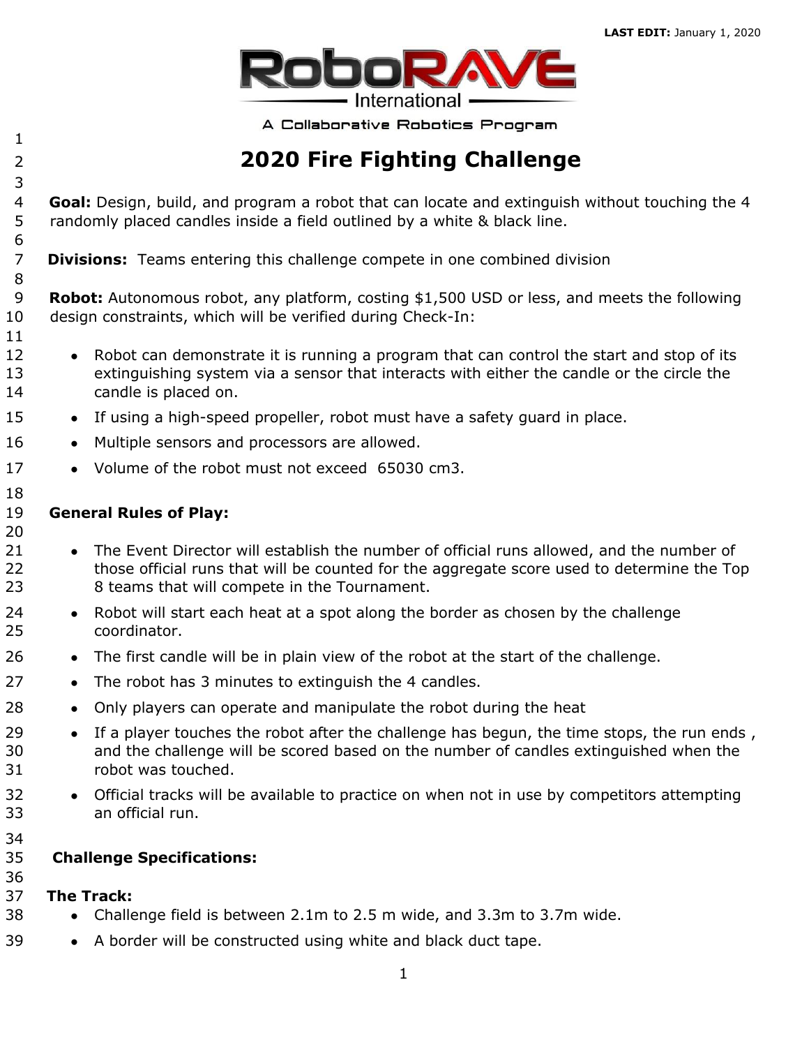LAST EDIT: January 1, 2020

RoboRAVE International

A Collaborative Robotics Program

# 2020 Fire Fighting Challenge

**Goal:** Design, build, and program a robot that can locate and extinguish without touching the 4 randomly placed candles inside a field outlined by a white & black line.

**Divisions:** Teams entering this challenge compete in one combined division

**Robot:** Autonomous robot, any platform, costing $1,500 USD or less, and meets the following design constraints, which will be verified during Check-In:

- Robot can demonstrate it is running a program that can control the start and stop of its extinguishing system via a sensor that interacts with either the candle or the circle the candle is placed on.
- If using a high-speed propeller, robot must have a safety guard in place.
- Multiple sensors and processors are allowed.
- Volume of the robot must not exceed 65030 cm3.

**General Rules of Play:**

- The Event Director will establish the number of official runs allowed, and the number of those official runs that will be counted for the aggregate score used to determine the Top 8 teams that will compete in the Tournament.
- Robot will start each heat at a spot along the border as chosen by the challenge coordinator.
- The first candle will be in plain view of the robot at the start of the challenge.
- The robot has 3 minutes to extinguish the 4 candles.
- Only players can operate and manipulate the robot during the heat
- If a player touches the robot after the challenge has begun, the time stops, the run ends , and the challenge will be scored based on the number of candles extinguished when the robot was touched.
- Official tracks will be available to practice on when not in use by competitors attempting an official run.

**Challenge Specifications:**

**The Track:**

- Challenge field is between 2.1m to 2.5 m wide, and 3.3m to 3.7m wide.
- A border will be constructed using white and black duct tape.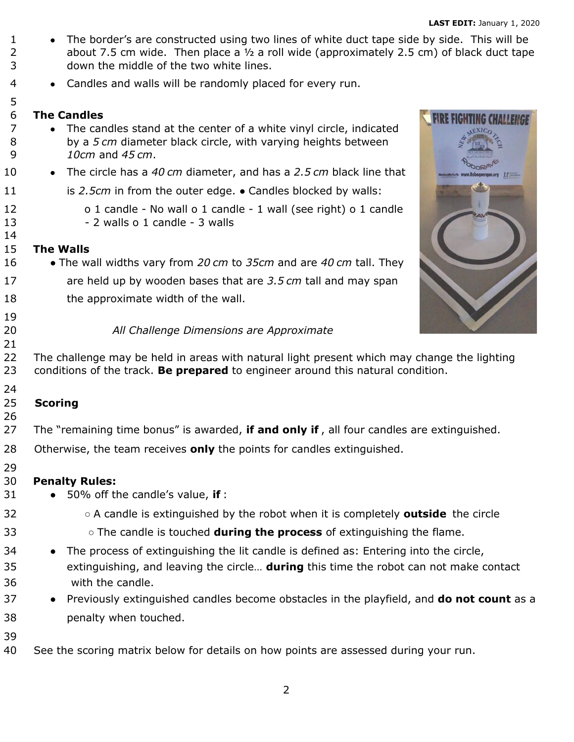- The border's are constructed using two lines of white duct tape side by side. This will be about 7.5 cm wide. Then place a ½ a roll wide (approximately 2.5 cm) of black duct tape down the middle of the two white lines.
- Candles and walls will be randomly placed for every run.

**The Candles**

- The candles stand at the center of a white vinyl circle, indicated by a *5 cm* diameter black circle, with varying heights between *10cm* and *45 cm*.
- The circle has a *40 cm* diameter, and has a *2.5 cm* black line that is *2.5cm* in from the outer edge. • Candles blocked by walls:
  - o 1 candle - No wall o 1 candle - 1 wall (see right) o 1 candle - 2 walls o 1 candle - 3 walls

**The Walls**

- The wall widths vary from *20 cm* to *35cm* and are *40 cm* tall. They are held up by wooden bases that are *3.5 cm* tall and may span the approximate width of the wall.

*All Challenge Dimensions are Approximate*

The challenge may be held in areas with natural light present which may change the lighting conditions of the track. **Be prepared** to engineer around this natural condition.

**Scoring**

The "remaining time bonus" is awarded, **if and only if** , all four candles are extinguished.

Otherwise, the team receives **only** the points for candles extinguished.

**Penalty Rules:**

- 50% off the candle's value, **if** :
  - A candle is extinguished by the robot when it is completely **outside** the circle
  - The candle is touched **during the process** of extinguishing the flame.
- The process of extinguishing the lit candle is defined as: Entering into the circle, extinguishing, and leaving the circle… **during** this time the robot can not make contact with the candle.
- Previously extinguished candles become obstacles in the playfield, and **do not count** as a penalty when touched.

See the scoring matrix below for details on how points are assessed during your run.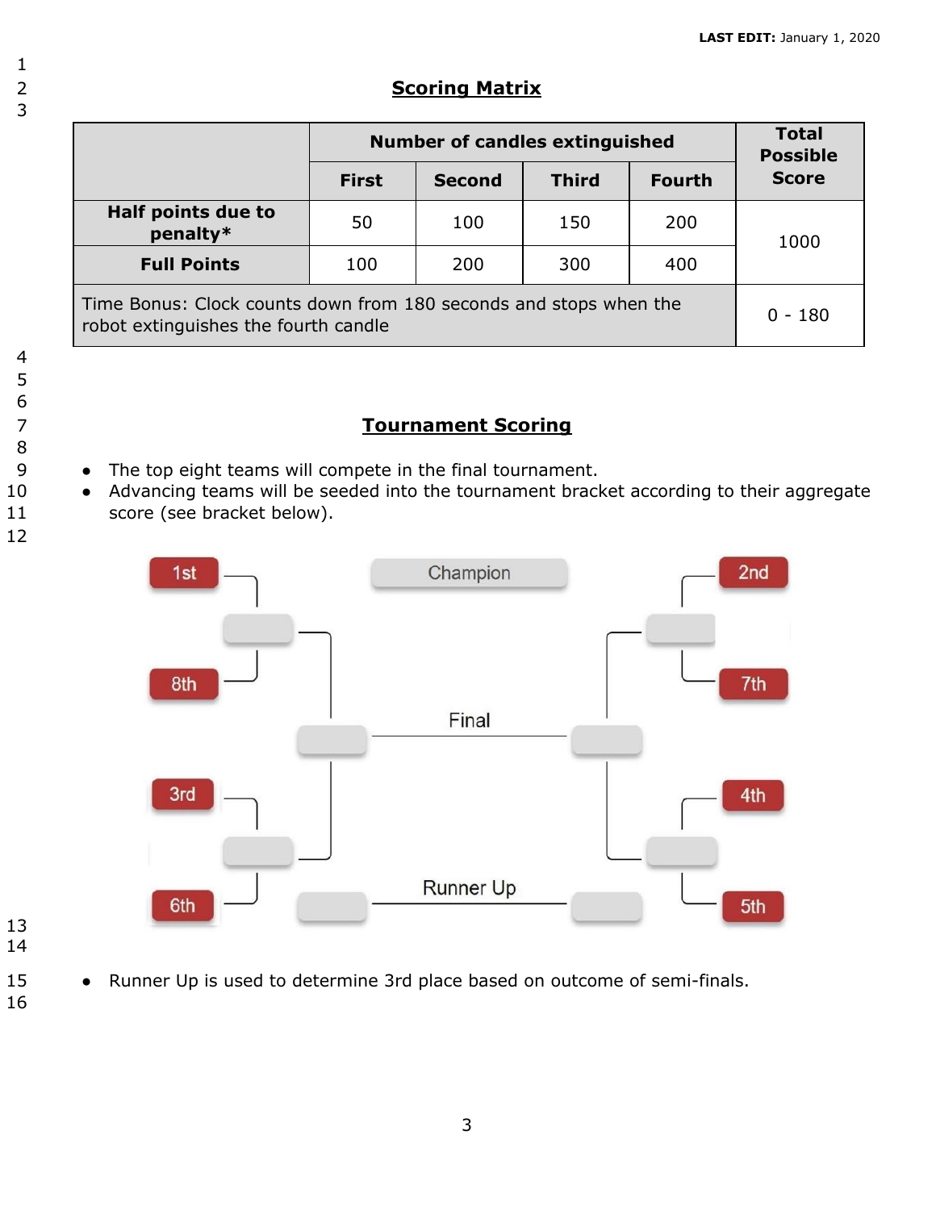## Scoring Matrix

| | Number of candles extinguished | | | | Total Possible Score |
|---|---|---|---|---|---|
| | First | Second | Third | Fourth | |
| **Half points due to penalty*** | 50 | 100 | 150 | 200 | 1000 |
| **Full Points** | 100 | 200 | 300 | 400 | |
| Time Bonus: Clock counts down from 180 seconds and stops when the robot extinguishes the fourth candle | | | | | 0 - 180 |

## Tournament Scoring

- The top eight teams will compete in the final tournament.
- Advancing teams will be seeded into the tournament bracket according to their aggregate score (see bracket below).

1st
8th
3rd
6th
Champion
Final
Runner Up
2nd
7th
4th
5th

- Runner Up is used to determine 3rd place based on outcome of semi-finals.